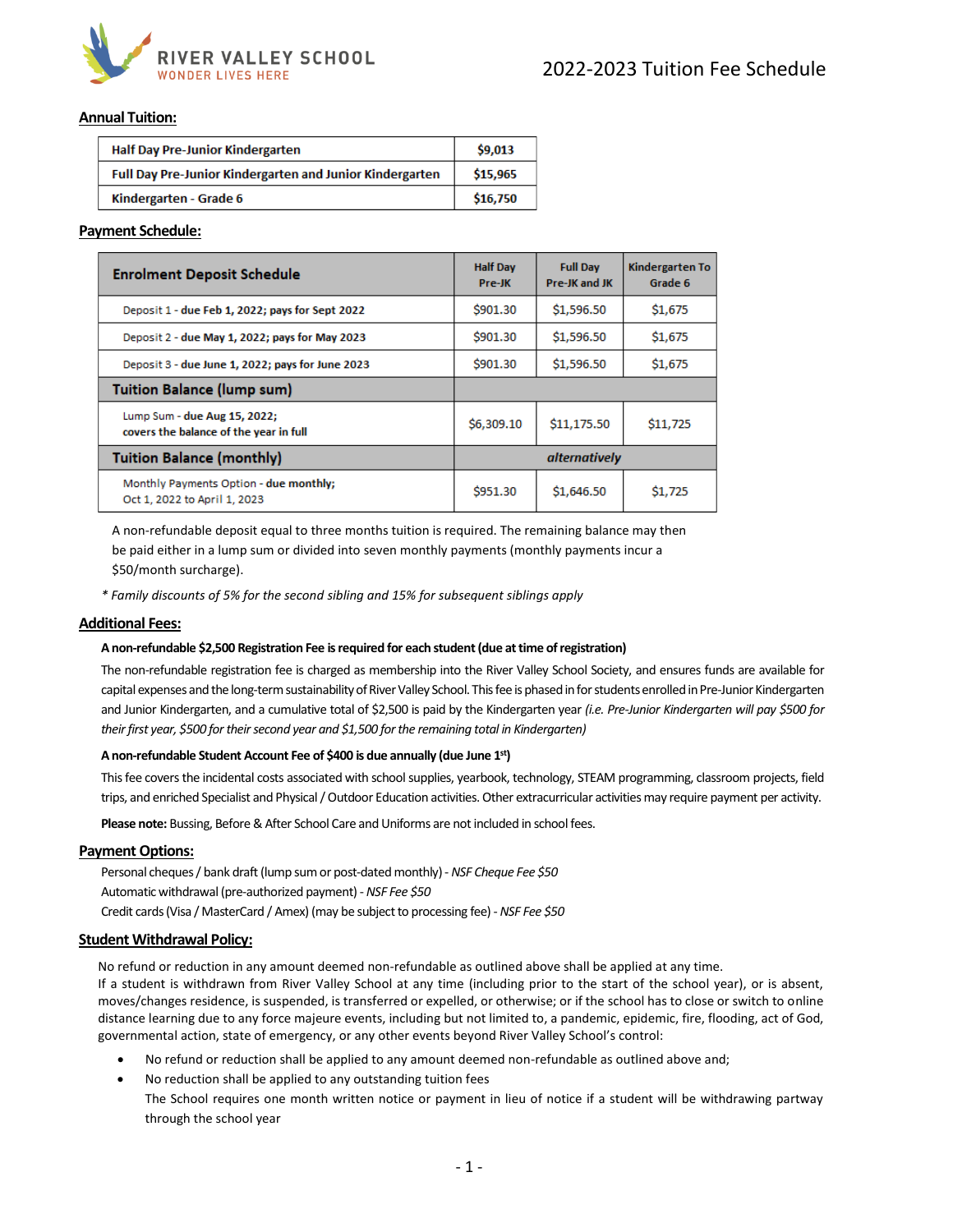RIVER VALLEY SCHOOL
WONDER LIVES HERE

# 2022-2023 Tuition Fee Schedule

## Annual Tuition:

| | |
|---|---|
| **Half Day Pre-Junior Kindergarten** | **$9,013** |
| **Full Day Pre-Junior Kindergarten and Junior Kindergarten** | **$15,965** |
| **Kindergarten - Grade 6** | **$16,750** |

## Payment Schedule:

| **Enrolment Deposit Schedule** | **Half Day Pre-JK** | **Full Day Pre-JK and JK** | **Kindergarten To Grade 6** |
|---|---|---|---|
| Deposit 1 - **due Feb 1, 2022; pays for Sept 2022** | $901.30 | $1,596.50 | $1,675 |
| Deposit 2 - **due May 1, 2022; pays for May 2023** | $901.30 | $1,596.50 | $1,675 |
| Deposit 3 - **due June 1, 2022; pays for June 2023** | $901.30 | $1,596.50 | $1,675 |
| **Tuition Balance (lump sum)** | | | |
| Lump Sum - **due Aug 15, 2022; covers the balance of the year in full** | $6,309.10 | $11,175.50 | $11,725 |
| **Tuition Balance (monthly)** | | ***alternatively*** | |
| Monthly Payments Option - **due monthly;** Oct 1, 2022 to April 1, 2023 | $951.30 | $1,646.50 | $1,725 |

A non-refundable deposit equal to three months tuition is required. The remaining balance may then be paid either in a lump sum or divided into seven monthly payments (monthly payments incur a $50/month surcharge).

*\* Family discounts of 5% for the second sibling and 15% for subsequent siblings apply*

## Additional Fees:

**A non-refundable $2,500 Registration Fee is required for each student (due at time of registration)**

The non-refundable registration fee is charged as membership into the River Valley School Society, and ensures funds are available for capital expenses and the long-term sustainability of River Valley School. This fee is phased in for students enrolled in Pre-Junior Kindergarten and Junior Kindergarten, and a cumulative total of $2,500 is paid by the Kindergarten year *(i.e. Pre-Junior Kindergarten will pay $500 for their first year, $500 for their second year and $1,500 for the remaining total in Kindergarten)*

**A non-refundable Student Account Fee of $400 is due annually (due June 1st)**

This fee covers the incidental costs associated with school supplies, yearbook, technology, STEAM programming, classroom projects, field trips, and enriched Specialist and Physical / Outdoor Education activities. Other extracurricular activities may require payment per activity.

**Please note:** Bussing, Before & After School Care and Uniforms are not included in school fees.

## Payment Options:

Personal cheques / bank draft (lump sum or post-dated monthly) - *NSF Cheque Fee $50*
Automatic withdrawal (pre-authorized payment) - *NSF Fee $50*
Credit cards (Visa / MasterCard / Amex) (may be subject to processing fee) - *NSF Fee $50*

## Student Withdrawal Policy:

No refund or reduction in any amount deemed non-refundable as outlined above shall be applied at any time.
If a student is withdrawn from River Valley School at any time (including prior to the start of the school year), or is absent, moves/changes residence, is suspended, is transferred or expelled, or otherwise; or if the school has to close or switch to online distance learning due to any force majeure events, including but not limited to, a pandemic, epidemic, fire, flooding, act of God, governmental action, state of emergency, or any other events beyond River Valley School's control:

- No refund or reduction shall be applied to any amount deemed non-refundable as outlined above and;
- No reduction shall be applied to any outstanding tuition fees
  The School requires one month written notice or payment in lieu of notice if a student will be withdrawing partway through the school year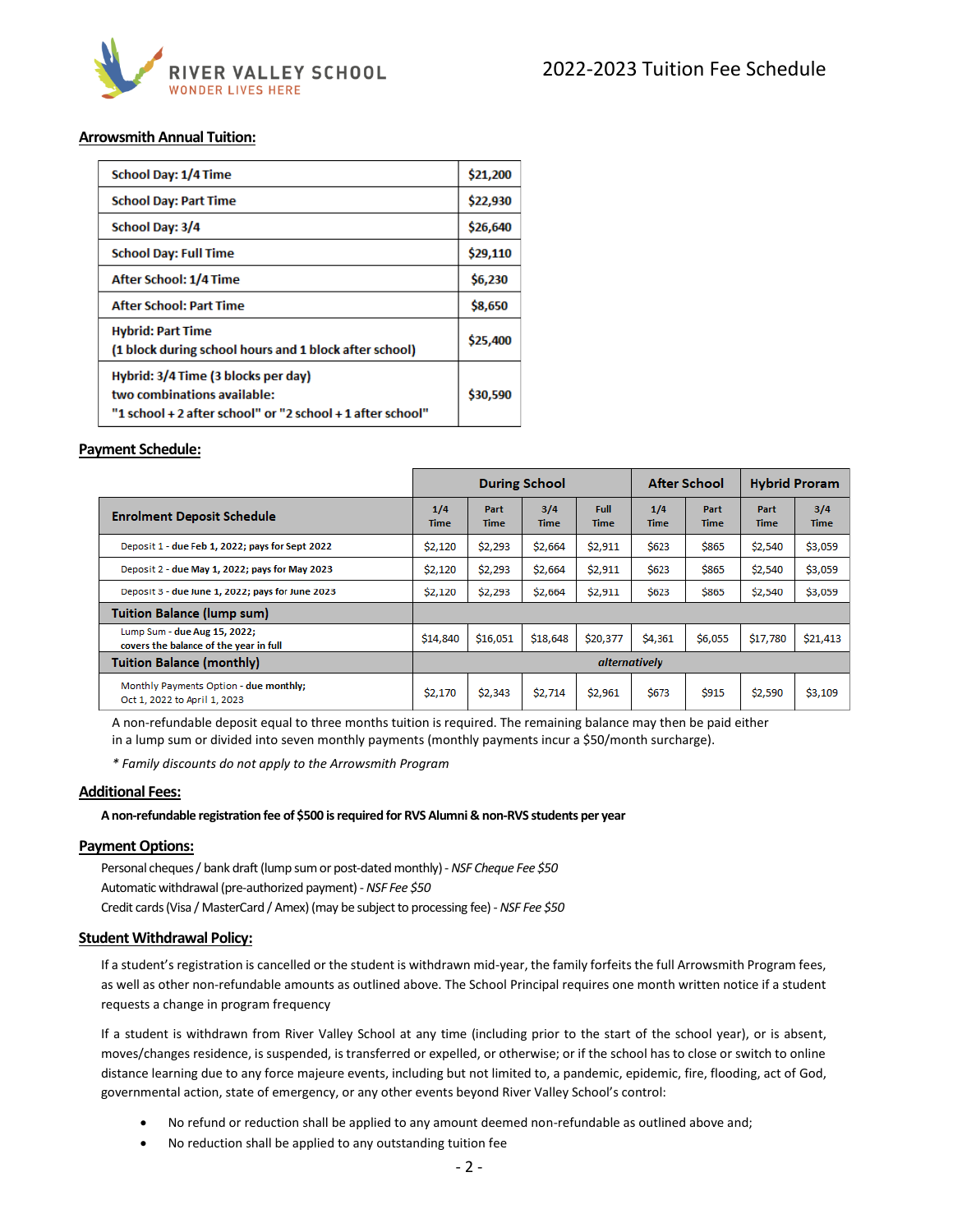RIVER VALLEY SCHOOL
WONDER LIVES HERE

2022-2023 Tuition Fee Schedule

## Arrowsmith Annual Tuition:

| | |
|---|---|
| **School Day: 1/4 Time** | **$21,200** |
| **School Day: Part Time** | **$22,930** |
| **School Day: 3/4** | **$26,640** |
| **School Day: Full Time** | **$29,110** |
| **After School: 1/4 Time** | **$6,230** |
| **After School: Part Time** | **$8,650** |
| **Hybrid: Part Time** (1 block during school hours and 1 block after school) | **$25,400** |
| **Hybrid: 3/4 Time (3 blocks per day)** two combinations available: "1 school + 2 after school" or "2 school + 1 after school" | **$30,590** |

## Payment Schedule:

| | During School | | | | After School | | Hybrid Proram | |
|---|---|---|---|---|---|---|---|---|
| **Enrolment Deposit Schedule** | 1/4 Time | Part Time | 3/4 Time | Full Time | 1/4 Time | Part Time | Part Time | 3/4 Time |
| Deposit 1 - **due Feb 1, 2022; pays for Sept 2022** | $2,120 | $2,293 | $2,664 | $2,911 | $623 | $865 | $2,540 | $3,059 |
| Deposit 2 - **due May 1, 2022; pays for May 2023** | $2,120 | $2,293 | $2,664 | $2,911 | $623 | $865 | $2,540 | $3,059 |
| Deposit 3 - **due June 1, 2022; pays for June 2023** | $2,120 | $2,293 | $2,664 | $2,911 | $623 | $865 | $2,540 | $3,059 |
| **Tuition Balance (lump sum)** | | | | | | | | |
| Lump Sum - **due Aug 15, 2022; covers the balance of the year in full** | $14,840 | $16,051 | $18,648 | $20,377 | $4,361 | $6,055 | $17,780 | $21,413 |
| **Tuition Balance (monthly)** | *alternatively* | | | | | | | |
| Monthly Payments Option - **due monthly;** Oct 1, 2022 to April 1, 2023 | $2,170 | $2,343 | $2,714 | $2,961 | $673 | $915 | $2,590 | $3,109 |

A non-refundable deposit equal to three months tuition is required. The remaining balance may then be paid either in a lump sum or divided into seven monthly payments (monthly payments incur a $50/month surcharge).

*\* Family discounts do not apply to the Arrowsmith Program*

## Additional Fees:

**A non-refundable registration fee of $500 is required for RVS Alumni & non-RVS students per year**

## Payment Options:

Personal cheques / bank draft (lump sum or post-dated monthly) - *NSF Cheque Fee $50*
Automatic withdrawal (pre-authorized payment) - *NSF Fee $50*
Credit cards (Visa / MasterCard / Amex) (may be subject to processing fee) - *NSF Fee $50*

## Student Withdrawal Policy:

If a student's registration is cancelled or the student is withdrawn mid-year, the family forfeits the full Arrowsmith Program fees, as well as other non-refundable amounts as outlined above. The School Principal requires one month written notice if a student requests a change in program frequency

If a student is withdrawn from River Valley School at any time (including prior to the start of the school year), or is absent, moves/changes residence, is suspended, is transferred or expelled, or otherwise; or if the school has to close or switch to online distance learning due to any force majeure events, including but not limited to, a pandemic, epidemic, fire, flooding, act of God, governmental action, state of emergency, or any other events beyond River Valley School's control:

- No refund or reduction shall be applied to any amount deemed non-refundable as outlined above and;
- No reduction shall be applied to any outstanding tuition fee